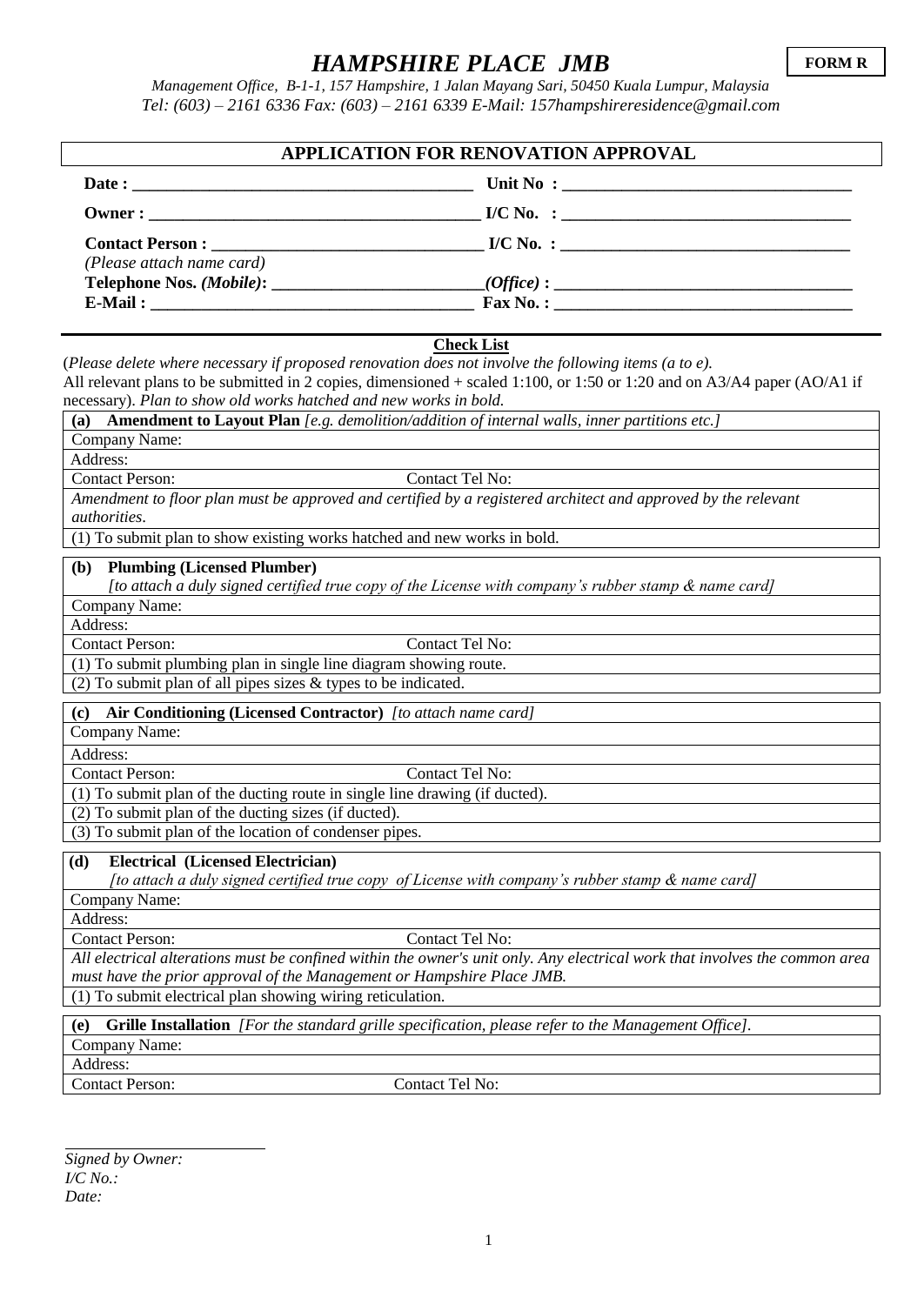# *HAMPSHIRE PLACE JMB*

**FORM R**

*Management Office, B-1-1, 157 Hampshire, 1 Jalan Mayang Sari, 50450 Kuala Lumpur, Malaysia*
*Tel: (603) – 2161 6336 Fax: (603) – 2161 6339 E-Mail: 157hampshireresidence@gmail.com*

## APPLICATION FOR RENOVATION APPROVAL

**Date :** ________________________________________ **Unit No :** __________________________________

**Owner :** ______________________________________ **I/C No. :** __________________________________

**Contact Person :** ________________________________ **I/C No. :** __________________________________
*(Please attach name card)*
**Telephone Nos.** ***(Mobile)*****:** _________________________ ***(Office)*** **:** ____________________________________
**E-Mail :** ______________________________________ **Fax No. :** ____________________________________

**Check List**

(*Please delete where necessary if proposed renovation does not involve the following items (a to e).*
All relevant plans to be submitted in 2 copies, dimensioned + scaled 1:100, or 1:50 or 1:20 and on A3/A4 paper (AO/A1 if necessary). *Plan to show old works hatched and new works in bold.*

| **(a) Amendment to Layout Plan** *[e.g. demolition/addition of internal walls, inner partitions etc.]* | |
|---|---|
| Company Name: | |
| Address: | |
| Contact Person: | Contact Tel No: |
| *Amendment to floor plan must be approved and certified by a registered architect and approved by the relevant authorities*. | |
| (1) To submit plan to show existing works hatched and new works in bold. | |

| **(b) Plumbing (Licensed Plumber)** *[to attach a duly signed certified true copy of the License with company's rubber stamp & name card]* | |
|---|---|
| Company Name: | |
| Address: | |
| Contact Person: | Contact Tel No: |
| (1) To submit plumbing plan in single line diagram showing route. | |
| (2) To submit plan of all pipes sizes & types to be indicated. | |

| **(c) Air Conditioning (Licensed Contractor)** *[to attach name card]* | |
|---|---|
| Company Name: | |
| Address: | |
| Contact Person: | Contact Tel No: |
| (1) To submit plan of the ducting route in single line drawing (if ducted). | |
| (2) To submit plan of the ducting sizes (if ducted). | |
| (3) To submit plan of the location of condenser pipes. | |

| **(d) Electrical (Licensed Electrician)** *[to attach a duly signed certified true copy of License with company's rubber stamp & name card]* | |
|---|---|
| Company Name: | |
| Address: | |
| Contact Person: | Contact Tel No: |
| *All electrical alterations must be confined within the owner's unit only. Any electrical work that involves the common area must have the prior approval of the Management or Hampshire Place JMB.* | |
| (1) To submit electrical plan showing wiring reticulation. | |

| **(e) Grille Installation** *[For the standard grille specification, please refer to the Management Office]*. | |
|---|---|
| Company Name: | |
| Address: | |
| Contact Person: | Contact Tel No: |

______________________
*Signed by Owner:*
*I/C No.:*
*Date:*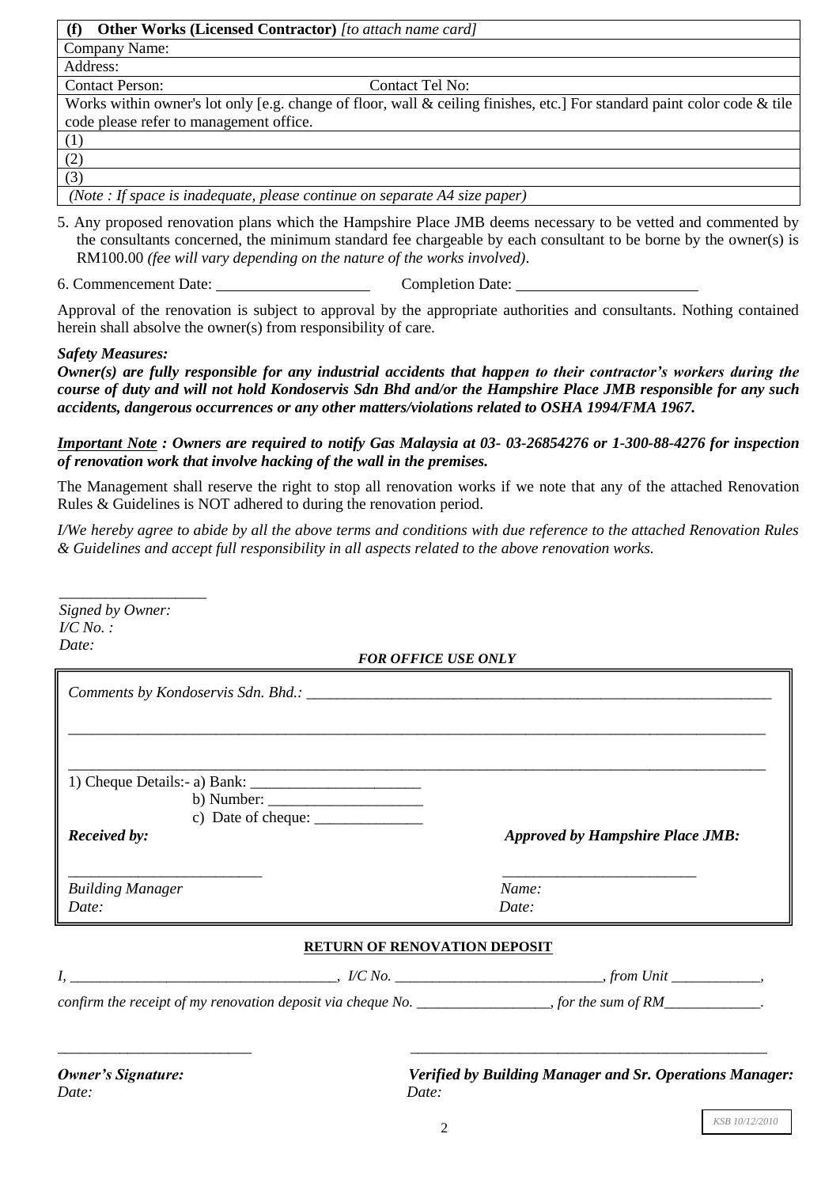| **(f) Other Works (Licensed Contractor)** *[to attach name card]* | |
| --- | --- |
| Company Name: | |
| Address: | |
| Contact Person: | Contact Tel No: |
| Works within owner's lot only [e.g. change of floor, wall & ceiling finishes, etc.] For standard paint color code & tile code please refer to management office. | |
| (1) | |
| (2) | |
| (3) | |
| *(Note : If space is inadequate, please continue on separate A4 size paper)* | |

5. Any proposed renovation plans which the Hampshire Place JMB deems necessary to be vetted and commented by the consultants concerned, the minimum standard fee chargeable by each consultant to be borne by the owner(s) is RM100.00 *(fee will vary depending on the nature of the works involved)*.

6. Commencement Date: ____________________ Completion Date: ________________________

Approval of the renovation is subject to approval by the appropriate authorities and consultants. Nothing contained herein shall absolve the owner(s) from responsibility of care.

***Safety Measures:***
***Owner(s) are fully responsible for any industrial accidents that happen to their contractor's workers during the course of duty and will not hold Kondoservis Sdn Bhd and/or the Hampshire Place JMB responsible for any such accidents, dangerous occurrences or any other matters/violations related to OSHA 1994/FMA 1967.***

***Important Note : Owners are required to notify Gas Malaysia at 03- 03-26854276 or 1-300-88-4276 for inspection of renovation work that involve hacking of the wall in the premises.***

The Management shall reserve the right to stop all renovation works if we note that any of the attached Renovation Rules & Guidelines is NOT adhered to during the renovation period.

*I/We hereby agree to abide by all the above terms and conditions with due reference to the attached Renovation Rules & Guidelines and accept full responsibility in all aspects related to the above renovation works.*

___________________
*Signed by Owner:*
*I/C No. :*
*Date:*

***FOR OFFICE USE ONLY***

*Comments by Kondoservis Sdn. Bhd.:* ______________________________________________

______________________________________________

______________________________________________

1) Cheque Details:- a) Bank: ______________________
b) Number: ____________________
c) Date of cheque: ______________

| ***Received by:*** | ***Approved by Hampshire Place JMB:*** |
| --- | --- |
| _________________________ | _________________________ |
| *Building Manager* | *Name:* |
| *Date:* | *Date:* |

**RETURN OF RENOVATION DEPOSIT**

*I,* ___________________________________, *I/C No.* ___________________________, *from Unit* ____________,
*confirm the receipt of my renovation deposit via cheque No.* _________________, *for the sum of RM*_____________.

| _________________________ | _______________________________________________ |
| --- | --- |
| ***Owner's Signature:*** | ***Verified by Building Manager and Sr. Operations Manager:*** |
| *Date:* | *Date:* |

*KSB 10/12/2010*